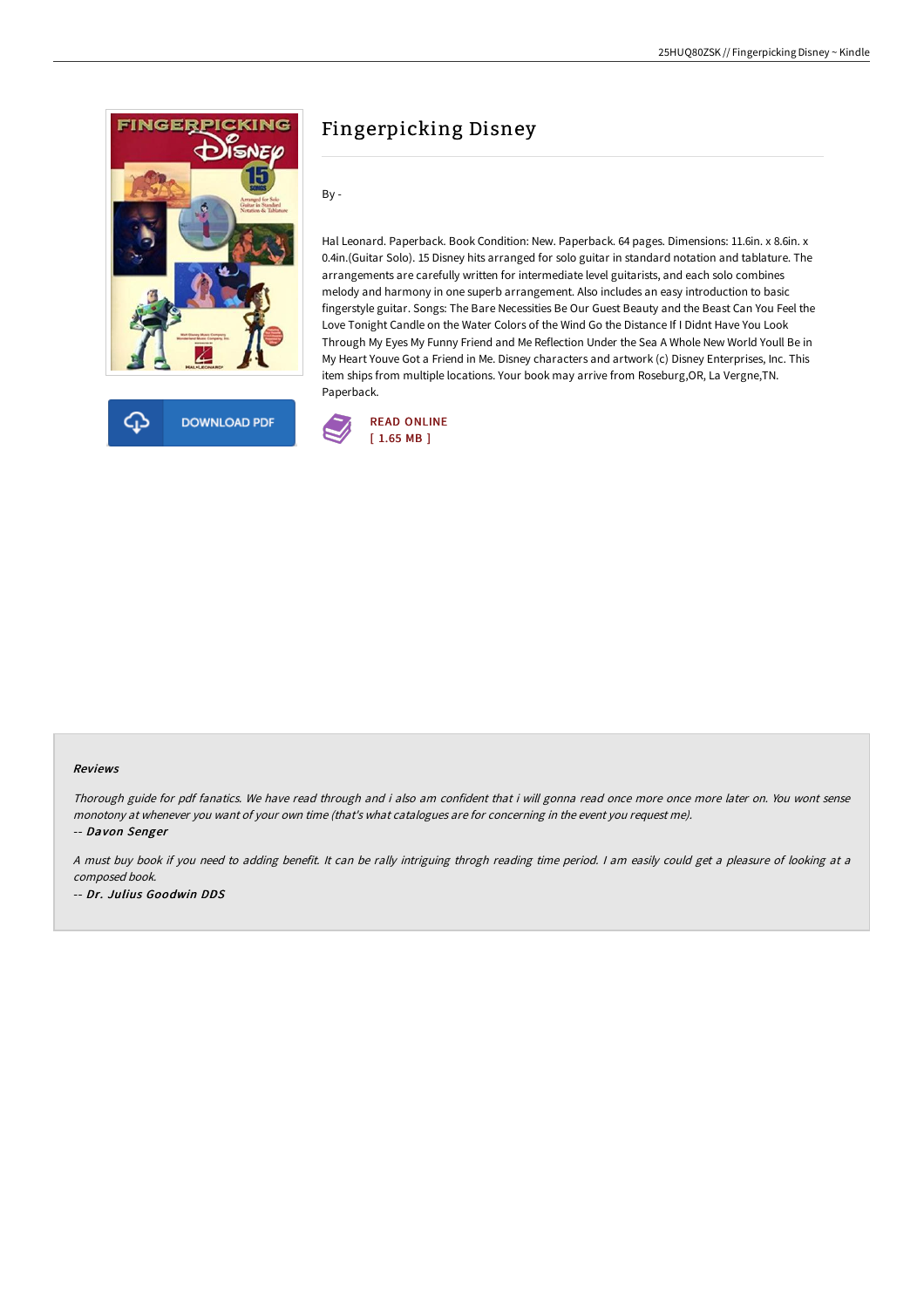# Fingerpicking Disney

By -

Hal Leonard. Paperback. Book Condition: New. Paperback. 64 pages. Dimensions: 11.6in. x 8.6in. x 0.4in.(Guitar Solo). 15 Disney hits arranged for solo guitar in standard notation and tablature. The arrangements are carefully written for intermediate level guitarists, and each solo combines melody and harmony in one superb arrangement. Also includes an easy introduction to basic fingerstyle guitar. Songs: The Bare Necessities Be Our Guest Beauty and the Beast Can You Feel the Love Tonight Candle on the Water Colors of the Wind Go the Distance If I Didnt Have You Look Through My Eyes My Funny Friend and Me Reflection Under the Sea A Whole New World Youll Be in My Heart Youve Got a Friend in Me. Disney characters and artwork (c) Disney Enterprises, Inc. This item ships from multiple locations. Your book may arrive from Roseburg,OR, La Vergne,TN. Paperback.

DOWNLOAD PDF

READ ONLINE
[ 1.65 MB ]

#### Reviews

*Thorough guide for pdf fanatics. We have read through and i also am confident that i will gonna read once more once more later on. You wont sense monotony at whenever you want of your own time (that's what catalogues are for concerning in the event you request me).*

*-- **Davon Senger***

*A must buy book if you need to adding benefit. It can be rally intriguing throgh reading time period. I am easily could get a pleasure of looking at a composed book.*

*-- **Dr. Julius Goodwin DDS***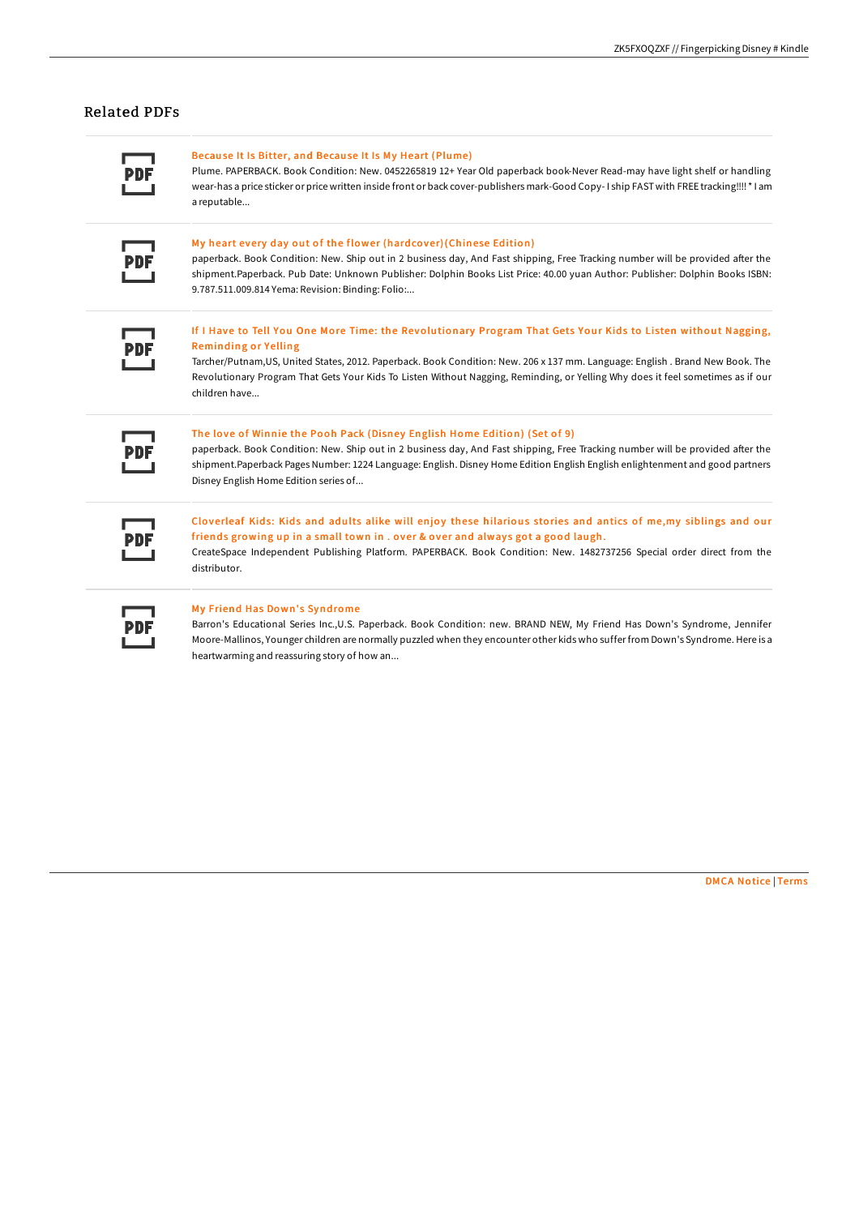## Related PDFs

### Because It Is Bitter, and Because It Is My Heart (Plume)

Plume. PAPERBACK. Book Condition: New. 0452265819 12+ Year Old paperback book-Never Read-may have light shelf or handling wear-has a price sticker or price written inside front or back cover-publishers mark-Good Copy- I ship FAST with FREE tracking!!!! * I am a reputable...

### My heart every day out of the flower (hardcover)(Chinese Edition)

paperback. Book Condition: New. Ship out in 2 business day, And Fast shipping, Free Tracking number will be provided after the shipment.Paperback. Pub Date: Unknown Publisher: Dolphin Books List Price: 40.00 yuan Author: Publisher: Dolphin Books ISBN: 9.787.511.009.814 Yema: Revision: Binding: Folio:...

### If I Have to Tell You One More Time: the Revolutionary Program That Gets Your Kids to Listen without Nagging, Reminding or Yelling

Tarcher/Putnam,US, United States, 2012. Paperback. Book Condition: New. 206 x 137 mm. Language: English . Brand New Book. The Revolutionary Program That Gets Your Kids To Listen Without Nagging, Reminding, or Yelling Why does it feel sometimes as if our children have...

### The love of Winnie the Pooh Pack (Disney English Home Edition) (Set of 9)

paperback. Book Condition: New. Ship out in 2 business day, And Fast shipping, Free Tracking number will be provided after the shipment.Paperback Pages Number: 1224 Language: English. Disney Home Edition English English enlightenment and good partners Disney English Home Edition series of...

### Cloverleaf Kids: Kids and adults alike will enjoy these hilarious stories and antics of me,my siblings and our friends growing up in a small town in . over & over and always got a good laugh.

CreateSpace Independent Publishing Platform. PAPERBACK. Book Condition: New. 1482737256 Special order direct from the distributor.

### My Friend Has Down's Syndrome

Barron's Educational Series Inc.,U.S. Paperback. Book Condition: new. BRAND NEW, My Friend Has Down's Syndrome, Jennifer Moore-Mallinos, Younger children are normally puzzled when they encounter other kids who suffer from Down's Syndrome. Here is a heartwarming and reassuring story of how an...

DMCA Notice | Terms